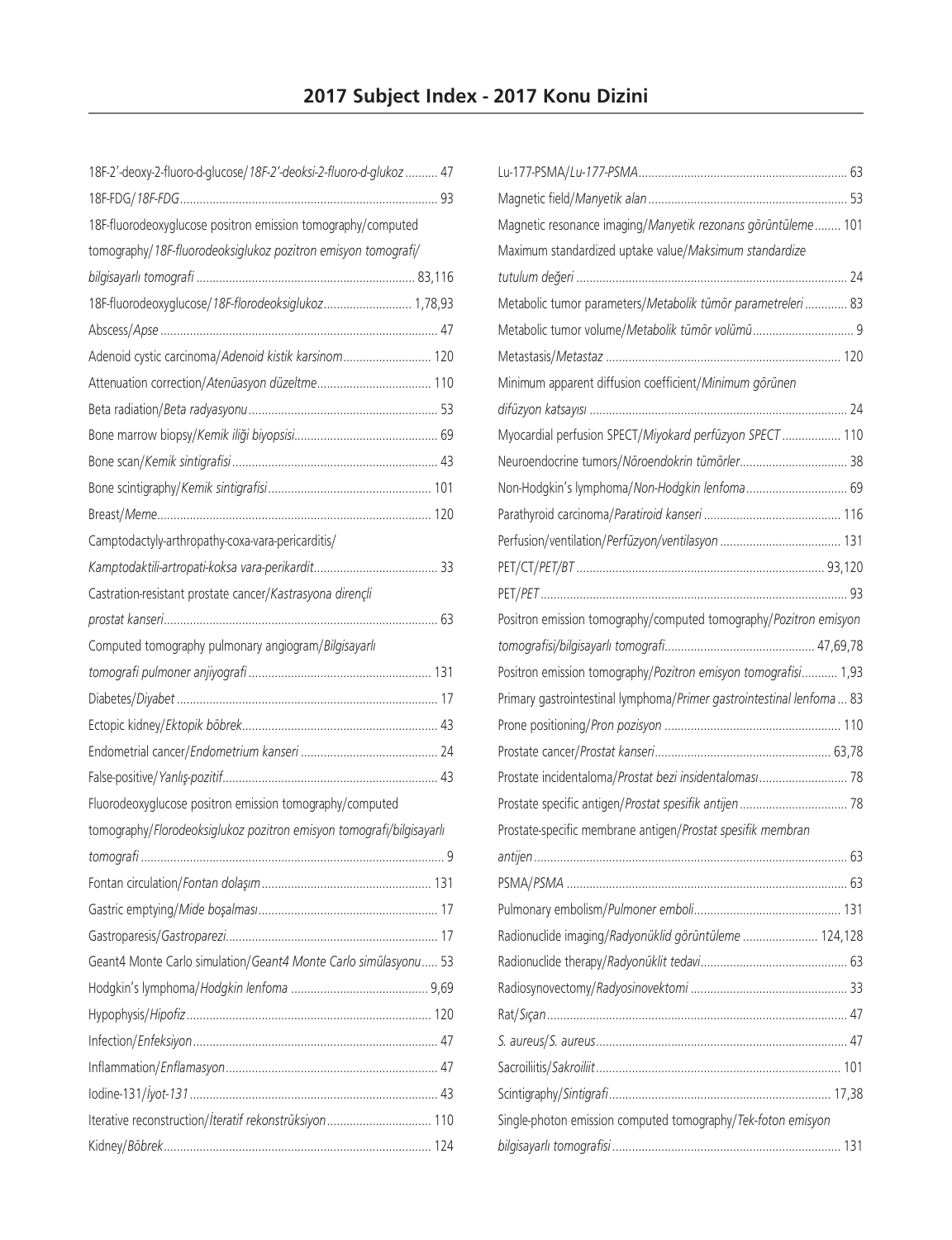## 2017 Subject Index - 2017 Konu Dizini

18F-2'-deoxy-2-fluoro-d-glucose/*18F-2'-deoksi-2-fluoro-d-glukoz* .......... 47
18F-FDG/*18F-FDG* .......... 93
18F-fluorodeoxyglucose positron emission tomography/computed tomography/*18F-fluorodeoksiglukoz pozitron emisyon tomografi/bilgisayarlı tomografi* .......... 83,116
18F-fluorodeoxyglucose/*18F-florodeoksiglukoz* .......... 1,78,93
Abscess/*Apse* .......... 47
Adenoid cystic carcinoma/*Adenoid kistik karsinom* .......... 120
Attenuation correction/*Atenüasyon düzeltme* .......... 110
Beta radiation/*Beta radyasyonu* .......... 53
Bone marrow biopsy/*Kemik iliği biyopsisi* .......... 69
Bone scan/*Kemik sintigrafisi* .......... 43
Bone scintigraphy/*Kemik sintigrafisi* .......... 101
Breast/*Meme* .......... 120
Camptodactyly-arthropathy-coxa-vara-pericarditis/*Kamptodaktili-artropati-koksa vara-perikardit* .......... 33
Castration-resistant prostate cancer/*Kastrasyona dirençli prostat kanseri* .......... 63
Computed tomography pulmonary angiogram/*Bilgisayarlı tomografi pulmoner anjiyografi* .......... 131
Diabetes/*Diyabet* .......... 17
Ectopic kidney/*Ektopik böbrek* .......... 43
Endometrial cancer/*Endometrium kanseri* .......... 24
False-positive/*Yanlış-pozitif* .......... 43
Fluorodeoxyglucose positron emission tomography/computed tomography/*Florodeoksiglukoz pozitron emisyon tomografi/bilgisayarlı tomografi* .......... 9
Fontan circulation/*Fontan dolaşım* .......... 131
Gastric emptying/*Mide boşalması* .......... 17
Gastroparesis/*Gastroparezi* .......... 17
Geant4 Monte Carlo simulation/*Geant4 Monte Carlo simülasyonu* .......... 53
Hodgkin's lymphoma/*Hodgkin lenfoma* .......... 9,69
Hypophysis/*Hipofiz* .......... 120
Infection/*Enfeksiyon* .......... 47
Inflammation/*Enflamasyon* .......... 47
Iodine-131/*İyot-131* .......... 43
Iterative reconstruction/*İteratif rekonstrüksiyon* .......... 110
Kidney/*Böbrek* .......... 124
Lu-177-PSMA/*Lu-177-PSMA* .......... 63
Magnetic field/*Manyetik alan* .......... 53
Magnetic resonance imaging/*Manyetik rezonans görüntüleme* .......... 101
Maximum standardized uptake value/*Maksimum standardize tutulum değeri* .......... 24
Metabolic tumor parameters/*Metabolik tümör parametreleri* .......... 83
Metabolic tumor volume/*Metabolik tümör volümü* .......... 9
Metastasis/*Metastaz* .......... 120
Minimum apparent diffusion coefficient/*Minimum görünen difüzyon katsayısı* .......... 24
Myocardial perfusion SPECT/*Miyokard perfüzyon SPECT* .......... 110
Neuroendocrine tumors/*Nöroendokrin tümörler* .......... 38
Non-Hodgkin's lymphoma/*Non-Hodgkin lenfoma* .......... 69
Parathyroid carcinoma/*Paratiroid kanseri* .......... 116
Perfusion/ventilation/*Perfüzyon/ventilasyon* .......... 131
PET/CT/*PET/BT* .......... 93,120
PET/*PET* .......... 93
Positron emission tomography/computed tomography/*Pozitron emisyon tomografisi/bilgisayarlı tomografi* .......... 47,69,78
Positron emission tomography/*Pozitron emisyon tomografisi* .......... 1,93
Primary gastrointestinal lymphoma/*Primer gastrointestinal lenfoma* .......... 83
Prone positioning/*Pron pozisyon* .......... 110
Prostate cancer/*Prostat kanseri* .......... 63,78
Prostate incidentaloma/*Prostat bezi insidentaloması* .......... 78
Prostate specific antigen/*Prostat spesifik antijen* .......... 78
Prostate-specific membrane antigen/*Prostat spesifik membran antijen* .......... 63
PSMA/*PSMA* .......... 63
Pulmonary embolism/*Pulmoner emboli* .......... 131
Radionuclide imaging/*Radyonüklid görüntüleme* .......... 124,128
Radionuclide therapy/*Radyonüklit tedavi* .......... 63
Radiosynovectomy/*Radyosinovektomi* .......... 33
Rat/*Sıçan* .......... 47
*S. aureus*/*S. aureus* .......... 47
Sacroiliitis/*Sakroiliit* .......... 101
Scintigraphy/*Sintigrafi* .......... 17,38
Single-photon emission computed tomography/*Tek-foton emisyon bilgisayarlı tomografisi* .......... 131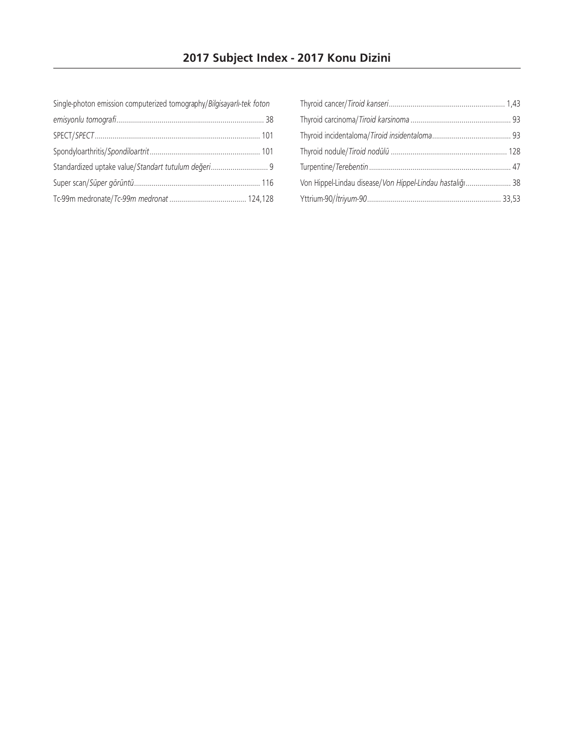# 2017 Subject Index - 2017 Konu Dizini

Single-photon emission computerized tomography/*Bilgisayarlı-tek foton emisyonlu tomografi*........................................................................... 38

SPECT/*SPECT*.................................................................................... 101

Spondyloarthritis/*Spondiloartrit*........................................................ 101

Standardized uptake value/*Standart tutulum değeri*............................ 9

Super scan/*Süper görüntü*................................................................. 116

Tc-99m medronate/*Tc-99m medronat* ....................................... 124,128

Thyroid cancer/*Tiroid kanseri*........................................................... 1,43

Thyroid carcinoma/*Tiroid karsinoma* ................................................... 93

Thyroid incidentaloma/*Tiroid insidentaloma*........................................ 93

Thyroid nodule/*Tiroid nodülü* ........................................................... 128

Turpentine/*Terebentin* ........................................................................ 47

Von Hippel-Lindau disease/*Von Hippel-Lindau hastalığı*....................... 38

Yttrium-90/*İtriyum-90*.................................................................... 33,53